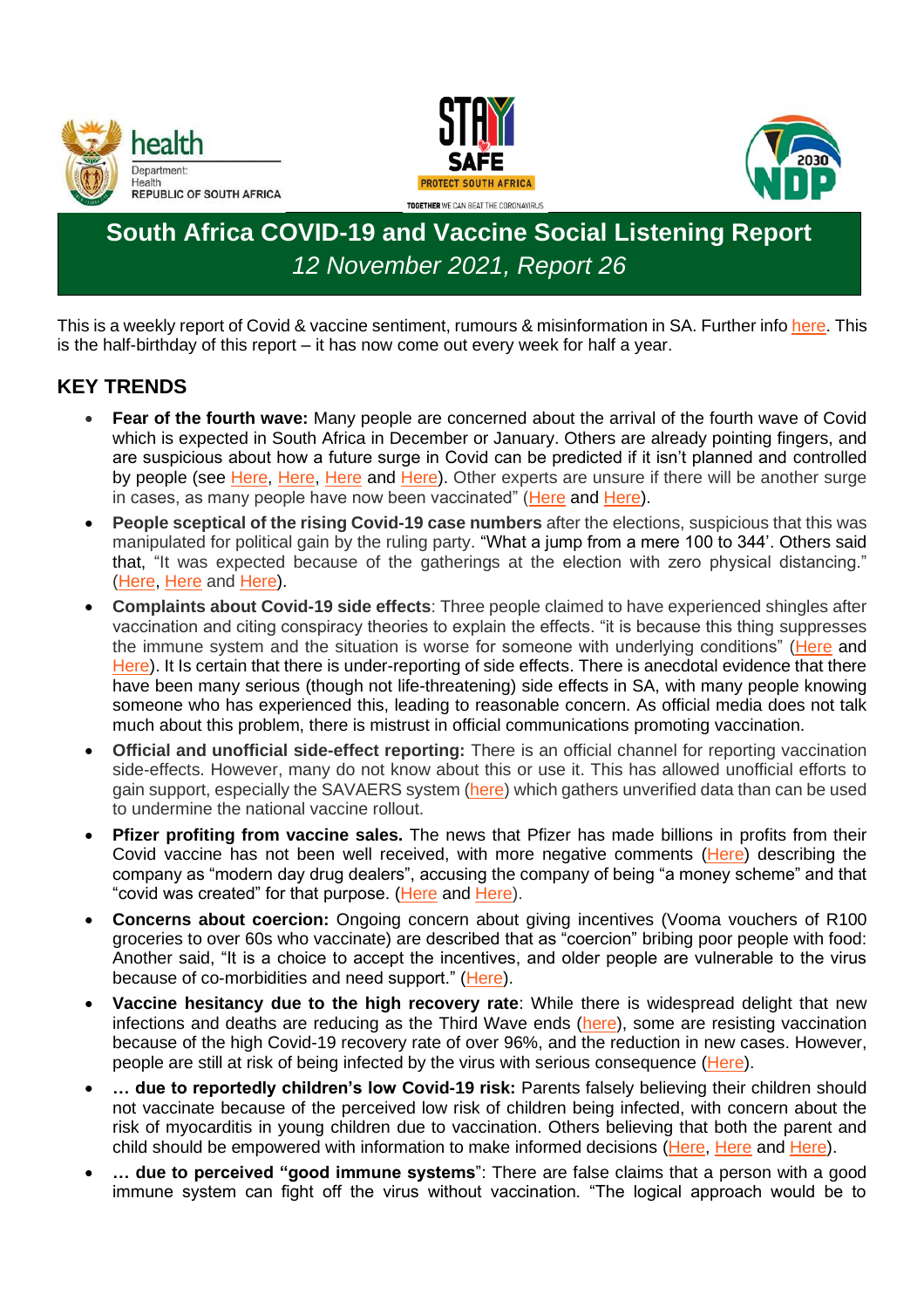# South Africa COVID-19 and Vaccine Social Listening Report

*12 November 2021, Report 26*

This is a weekly report of Covid & vaccine sentiment, rumours & misinformation in SA. Further info here. This is the half-birthday of this report – it has now come out every week for half a year.

## KEY TRENDS

- **Fear of the fourth wave:** Many people are concerned about the arrival of the fourth wave of Covid which is expected in South Africa in December or January. Others are already pointing fingers, and are suspicious about how a future surge in Covid can be predicted if it isn't planned and controlled by people (see Here, Here, Here and Here). Other experts are unsure if there will be another surge in cases, as many people have now been vaccinated" (Here and Here).
- **People sceptical of the rising Covid-19 case numbers** after the elections, suspicious that this was manipulated for political gain by the ruling party. "What a jump from a mere 100 to 344'. Others said that, "It was expected because of the gatherings at the election with zero physical distancing." (Here, Here and Here).
- **Complaints about Covid-19 side effects**: Three people claimed to have experienced shingles after vaccination and citing conspiracy theories to explain the effects. "it is because this thing suppresses the immune system and the situation is worse for someone with underlying conditions" (Here and Here). It Is certain that there is under-reporting of side effects. There is anecdotal evidence that there have been many serious (though not life-threatening) side effects in SA, with many people knowing someone who has experienced this, leading to reasonable concern. As official media does not talk much about this problem, there is mistrust in official communications promoting vaccination.
- **Official and unofficial side-effect reporting:** There is an official channel for reporting vaccination side-effects. However, many do not know about this or use it. This has allowed unofficial efforts to gain support, especially the SAVAERS system (here) which gathers unverified data than can be used to undermine the national vaccine rollout.
- **Pfizer profiting from vaccine sales.** The news that Pfizer has made billions in profits from their Covid vaccine has not been well received, with more negative comments (Here) describing the company as "modern day drug dealers", accusing the company of being "a money scheme" and that "covid was created" for that purpose. (Here and Here).
- **Concerns about coercion:** Ongoing concern about giving incentives (Vooma vouchers of R100 groceries to over 60s who vaccinate) are described that as "coercion" bribing poor people with food: Another said, "It is a choice to accept the incentives, and older people are vulnerable to the virus because of co-morbidities and need support." (Here).
- **Vaccine hesitancy due to the high recovery rate**: While there is widespread delight that new infections and deaths are reducing as the Third Wave ends (here), some are resisting vaccination because of the high Covid-19 recovery rate of over 96%, and the reduction in new cases. However, people are still at risk of being infected by the virus with serious consequence (Here).
- **… due to reportedly children's low Covid-19 risk:** Parents falsely believing their children should not vaccinate because of the perceived low risk of children being infected, with concern about the risk of myocarditis in young children due to vaccination. Others believing that both the parent and child should be empowered with information to make informed decisions (Here, Here and Here).
- **… due to perceived "good immune systems"**: There are false claims that a person with a good immune system can fight off the virus without vaccination. "The logical approach would be to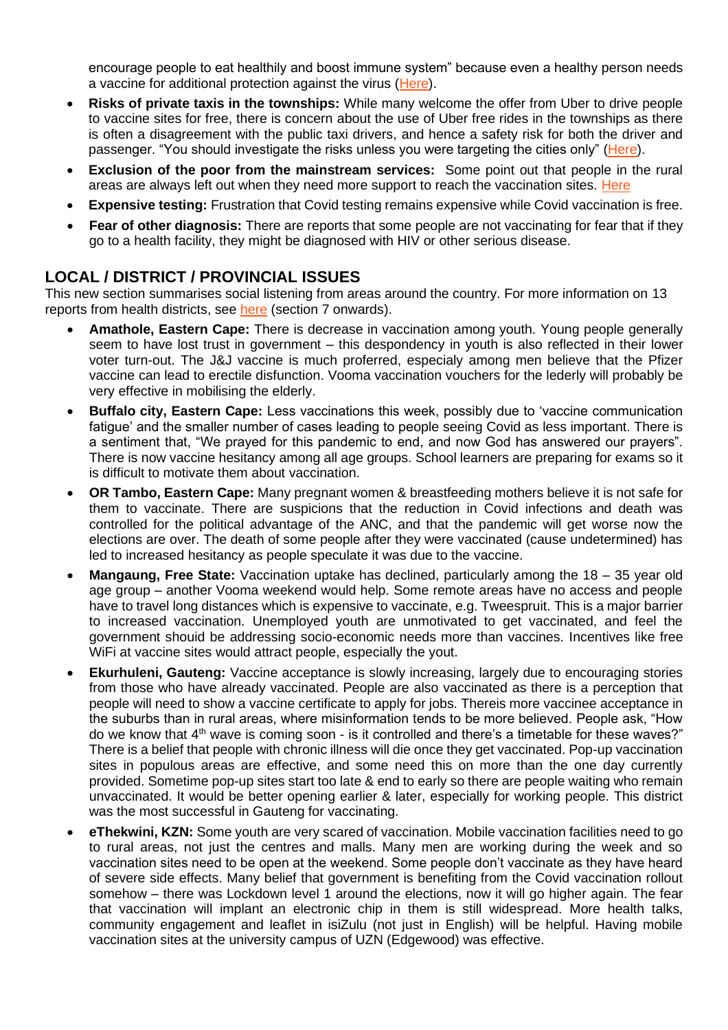encourage people to eat healthily and boost immune system" because even a healthy person needs a vaccine for additional protection against the virus (Here).

- **Risks of private taxis in the townships:** While many welcome the offer from Uber to drive people to vaccine sites for free, there is concern about the use of Uber free rides in the townships as there is often a disagreement with the public taxi drivers, and hence a safety risk for both the driver and passenger. "You should investigate the risks unless you were targeting the cities only" (Here).
- **Exclusion of the poor from the mainstream services:** Some point out that people in the rural areas are always left out when they need more support to reach the vaccination sites. Here
- **Expensive testing:** Frustration that Covid testing remains expensive while Covid vaccination is free.
- **Fear of other diagnosis:** There are reports that some people are not vaccinating for fear that if they go to a health facility, they might be diagnosed with HIV or other serious disease.

## LOCAL / DISTRICT / PROVINCIAL ISSUES

This new section summarises social listening from areas around the country. For more information on 13 reports from health districts, see here (section 7 onwards).

- **Amathole, Eastern Cape:** There is decrease in vaccination among youth. Young people generally seem to have lost trust in government – this despondency in youth is also reflected in their lower voter turn-out. The J&J vaccine is much proferred, especialy among men believe that the Pfizer vaccine can lead to erectile disfunction. Vooma vaccination vouchers for the lederly will probably be very effective in mobilising the elderly.
- **Buffalo city, Eastern Cape:** Less vaccinations this week, possibly due to 'vaccine communication fatigue' and the smaller number of cases leading to people seeing Covid as less important. There is a sentiment that, "We prayed for this pandemic to end, and now God has answered our prayers". There is now vaccine hesitancy among all age groups. School learners are preparing for exams so it is difficult to motivate them about vaccination.
- **OR Tambo, Eastern Cape:** Many pregnant women & breastfeeding mothers believe it is not safe for them to vaccinate. There are suspicions that the reduction in Covid infections and death was controlled for the political advantage of the ANC, and that the pandemic will get worse now the elections are over. The death of some people after they were vaccinated (cause undetermined) has led to increased hesitancy as people speculate it was due to the vaccine.
- **Mangaung, Free State:** Vaccination uptake has declined, particularly among the 18 – 35 year old age group – another Vooma weekend would help. Some remote areas have no access and people have to travel long distances which is expensive to vaccinate, e.g. Tweespruit. This is a major barrier to increased vaccination. Unemployed youth are unmotivated to get vaccinated, and feel the government shouid be addressing socio-economic needs more than vaccines. Incentives like free WiFi at vaccine sites would attract people, especially the yout.
- **Ekurhuleni, Gauteng:** Vaccine acceptance is slowly increasing, largely due to encouraging stories from those who have already vaccinated. People are also vaccinated as there is a perception that people will need to show a vaccine certificate to apply for jobs. Thereis more vaccinee acceptance in the suburbs than in rural areas, where misinformation tends to be more believed. People ask, "How do we know that 4th wave is coming soon - is it controlled and there's a timetable for these waves?" There is a belief that people with chronic illness will die once they get vaccinated. Pop-up vaccination sites in populous areas are effective, and some need this on more than the one day currently provided. Sometime pop-up sites start too late & end to early so there are people waiting who remain unvaccinated. It would be better opening earlier & later, especially for working people. This district was the most successful in Gauteng for vaccinating.
- **eThekwini, KZN:** Some youth are very scared of vaccination. Mobile vaccination facilities need to go to rural areas, not just the centres and malls. Many men are working during the week and so vaccination sites need to be open at the weekend. Some people don't vaccinate as they have heard of severe side effects. Many belief that government is benefiting from the Covid vaccination rollout somehow – there was Lockdown level 1 around the elections, now it will go higher again. The fear that vaccination will implant an electronic chip in them is still widespread. More health talks, community engagement and leaflet in isiZulu (not just in English) will be helpful. Having mobile vaccination sites at the university campus of UZN (Edgewood) was effective.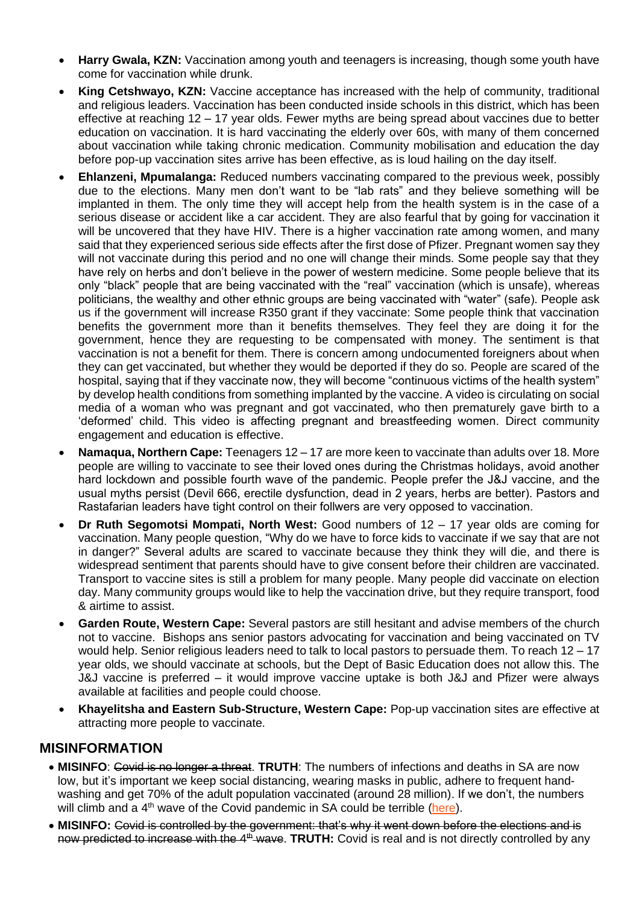- **Harry Gwala, KZN:** Vaccination among youth and teenagers is increasing, though some youth have come for vaccination while drunk.
- **King Cetshwayo, KZN:** Vaccine acceptance has increased with the help of community, traditional and religious leaders. Vaccination has been conducted inside schools in this district, which has been effective at reaching 12 – 17 year olds. Fewer myths are being spread about vaccines due to better education on vaccination. It is hard vaccinating the elderly over 60s, with many of them concerned about vaccination while taking chronic medication. Community mobilisation and education the day before pop-up vaccination sites arrive has been effective, as is loud hailing on the day itself.
- **Ehlanzeni, Mpumalanga:** Reduced numbers vaccinating compared to the previous week, possibly due to the elections. Many men don't want to be "lab rats" and they believe something will be implanted in them. The only time they will accept help from the health system is in the case of a serious disease or accident like a car accident. They are also fearful that by going for vaccination it will be uncovered that they have HIV. There is a higher vaccination rate among women, and many said that they experienced serious side effects after the first dose of Pfizer. Pregnant women say they will not vaccinate during this period and no one will change their minds. Some people say that they have rely on herbs and don't believe in the power of western medicine. Some people believe that its only "black" people that are being vaccinated with the "real" vaccination (which is unsafe), whereas politicians, the wealthy and other ethnic groups are being vaccinated with "water" (safe). People ask us if the government will increase R350 grant if they vaccinate: Some people think that vaccination benefits the government more than it benefits themselves. They feel they are doing it for the government, hence they are requesting to be compensated with money. The sentiment is that vaccination is not a benefit for them. There is concern among undocumented foreigners about when they can get vaccinated, but whether they would be deported if they do so. People are scared of the hospital, saying that if they vaccinate now, they will become "continuous victims of the health system" by develop health conditions from something implanted by the vaccine. A video is circulating on social media of a woman who was pregnant and got vaccinated, who then prematurely gave birth to a 'deformed' child. This video is affecting pregnant and breastfeeding women. Direct community engagement and education is effective.
- **Namaqua, Northern Cape:** Teenagers 12 – 17 are more keen to vaccinate than adults over 18. More people are willing to vaccinate to see their loved ones during the Christmas holidays, avoid another hard lockdown and possible fourth wave of the pandemic. People prefer the J&J vaccine, and the usual myths persist (Devil 666, erectile dysfunction, dead in 2 years, herbs are better). Pastors and Rastafarian leaders have tight control on their follwers are very opposed to vaccination.
- **Dr Ruth Segomotsi Mompati, North West:** Good numbers of 12 – 17 year olds are coming for vaccination. Many people question, "Why do we have to force kids to vaccinate if we say that are not in danger?" Several adults are scared to vaccinate because they think they will die, and there is widespread sentiment that parents should have to give consent before their children are vaccinated. Transport to vaccine sites is still a problem for many people. Many people did vaccinate on election day. Many community groups would like to help the vaccination drive, but they require transport, food & airtime to assist.
- **Garden Route, Western Cape:** Several pastors are still hesitant and advise members of the church not to vaccine. Bishops ans senior pastors advocating for vaccination and being vaccinated on TV would help. Senior religious leaders need to talk to local pastors to persuade them. To reach 12 – 17 year olds, we should vaccinate at schools, but the Dept of Basic Education does not allow this. The J&J vaccine is preferred – it would improve vaccine uptake is both J&J and Pfizer were always available at facilities and people could choose.
- **Khayelitsha and Eastern Sub-Structure, Western Cape:** Pop-up vaccination sites are effective at attracting more people to vaccinate.

## MISINFORMATION

- **MISINFO**: ~~Covid is no longer a threat~~. **TRUTH**: The numbers of infections and deaths in SA are now low, but it's important we keep social distancing, wearing masks in public, adhere to frequent hand-washing and get 70% of the adult population vaccinated (around 28 million). If we don't, the numbers will climb and a 4th wave of the Covid pandemic in SA could be terrible (here).
- **MISINFO:** ~~Covid is controlled by the government: that's why it went down before the elections and is now predicted to increase with the 4th wave~~. **TRUTH:** Covid is real and is not directly controlled by any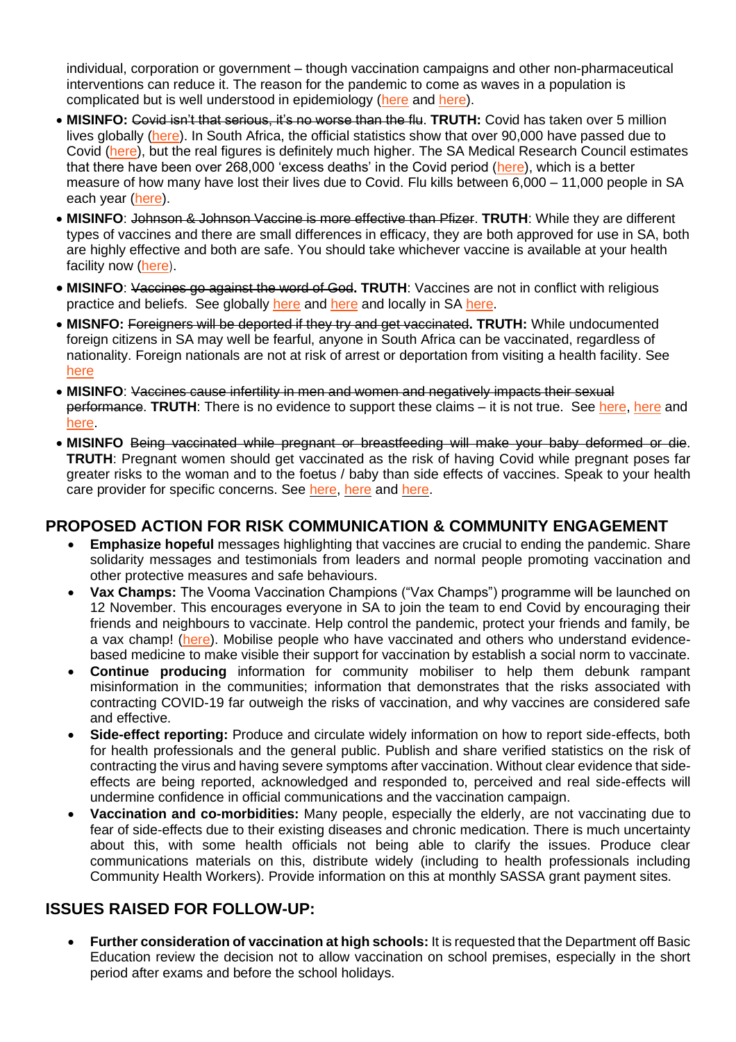individual, corporation or government – though vaccination campaigns and other non-pharmaceutical interventions can reduce it. The reason for the pandemic to come as waves in a population is complicated but is well understood in epidemiology (here and here).

- **MISINFO:** ~~Covid isn't that serious, it's no worse than the flu~~. **TRUTH:** Covid has taken over 5 million lives globally (here). In South Africa, the official statistics show that over 90,000 have passed due to Covid (here), but the real figures is definitely much higher. The SA Medical Research Council estimates that there have been over 268,000 'excess deaths' in the Covid period (here), which is a better measure of how many have lost their lives due to Covid. Flu kills between 6,000 – 11,000 people in SA each year (here).
- **MISINFO**: ~~Johnson & Johnson Vaccine is more effective than Pfizer~~. **TRUTH**: While they are different types of vaccines and there are small differences in efficacy, they are both approved for use in SA, both are highly effective and both are safe. You should take whichever vaccine is available at your health facility now (here).
- **MISINFO**: ~~Vaccines go against the word of God~~. **TRUTH**: Vaccines are not in conflict with religious practice and beliefs. See globally here and here and locally in SA here.
- **MISNFO:** ~~Foreigners will be deported if they try and get vaccinated~~. **TRUTH:** While undocumented foreign citizens in SA may well be fearful, anyone in South Africa can be vaccinated, regardless of nationality. Foreign nationals are not at risk of arrest or deportation from visiting a health facility. See here
- **MISINFO**: ~~Vaccines cause infertility in men and women and negatively impacts their sexual performance~~. **TRUTH**: There is no evidence to support these claims – it is not true. See here, here and here.
- **MISINFO** ~~Being vaccinated while pregnant or breastfeeding will make your baby deformed or die~~. **TRUTH**: Pregnant women should get vaccinated as the risk of having Covid while pregnant poses far greater risks to the woman and to the foetus / baby than side effects of vaccines. Speak to your health care provider for specific concerns. See here, here and here.

## PROPOSED ACTION FOR RISK COMMUNICATION & COMMUNITY ENGAGEMENT

- **Emphasize hopeful** messages highlighting that vaccines are crucial to ending the pandemic. Share solidarity messages and testimonials from leaders and normal people promoting vaccination and other protective measures and safe behaviours.
- **Vax Champs:** The Vooma Vaccination Champions ("Vax Champs") programme will be launched on 12 November. This encourages everyone in SA to join the team to end Covid by encouraging their friends and neighbours to vaccinate. Help control the pandemic, protect your friends and family, be a vax champ! (here). Mobilise people who have vaccinated and others who understand evidence-based medicine to make visible their support for vaccination by establish a social norm to vaccinate.
- **Continue producing** information for community mobiliser to help them debunk rampant misinformation in the communities; information that demonstrates that the risks associated with contracting COVID-19 far outweigh the risks of vaccination, and why vaccines are considered safe and effective.
- **Side-effect reporting:** Produce and circulate widely information on how to report side-effects, both for health professionals and the general public. Publish and share verified statistics on the risk of contracting the virus and having severe symptoms after vaccination. Without clear evidence that side-effects are being reported, acknowledged and responded to, perceived and real side-effects will undermine confidence in official communications and the vaccination campaign.
- **Vaccination and co-morbidities:** Many people, especially the elderly, are not vaccinating due to fear of side-effects due to their existing diseases and chronic medication. There is much uncertainty about this, with some health officials not being able to clarify the issues. Produce clear communications materials on this, distribute widely (including to health professionals including Community Health Workers). Provide information on this at monthly SASSA grant payment sites.

## ISSUES RAISED FOR FOLLOW-UP:

- **Further consideration of vaccination at high schools:** It is requested that the Department off Basic Education review the decision not to allow vaccination on school premises, especially in the short period after exams and before the school holidays.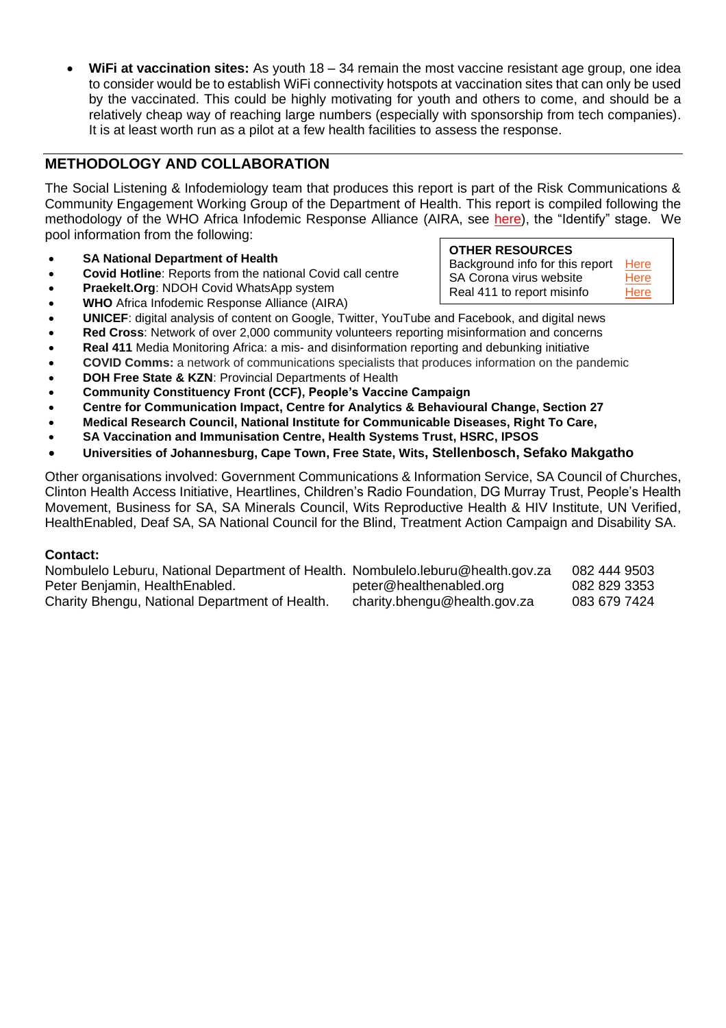- **WiFi at vaccination sites:** As youth 18 – 34 remain the most vaccine resistant age group, one idea to consider would be to establish WiFi connectivity hotspots at vaccination sites that can only be used by the vaccinated. This could be highly motivating for youth and others to come, and should be a relatively cheap way of reaching large numbers (especially with sponsorship from tech companies). It is at least worth run as a pilot at a few health facilities to assess the response.

## METHODOLOGY AND COLLABORATION

The Social Listening & Infodemiology team that produces this report is part of the Risk Communications & Community Engagement Working Group of the Department of Health. This report is compiled following the methodology of the WHO Africa Infodemic Response Alliance (AIRA, see here), the "Identify" stage. We pool information from the following:

- **SA National Department of Health**
- **Covid Hotline**: Reports from the national Covid call centre
- **Praekelt.Org**: NDOH Covid WhatsApp system
- **WHO** Africa Infodemic Response Alliance (AIRA)
- **UNICEF**: digital analysis of content on Google, Twitter, YouTube and Facebook, and digital news
- **Red Cross**: Network of over 2,000 community volunteers reporting misinformation and concerns
- **Real 411** Media Monitoring Africa: a mis- and disinformation reporting and debunking initiative
- **COVID Comms:** a network of communications specialists that produces information on the pandemic
- **DOH Free State & KZN**: Provincial Departments of Health
- **Community Constituency Front (CCF), People's Vaccine Campaign**
- **Centre for Communication Impact, Centre for Analytics & Behavioural Change, Section 27**
- **Medical Research Council, National Institute for Communicable Diseases, Right To Care,**
- **SA Vaccination and Immunisation Centre, Health Systems Trust, HSRC, IPSOS**
- **Universities of Johannesburg, Cape Town, Free State, Wits, Stellenbosch, Sefako Makgatho**

| **OTHER RESOURCES** | |
|---|---|
| Background info for this report | Here |
| SA Corona virus website | Here |
| Real 411 to report misinfo | Here |

Other organisations involved: Government Communications & Information Service, SA Council of Churches, Clinton Health Access Initiative, Heartlines, Children's Radio Foundation, DG Murray Trust, People's Health Movement, Business for SA, SA Minerals Council, Wits Reproductive Health & HIV Institute, UN Verified, HealthEnabled, Deaf SA, SA National Council for the Blind, Treatment Action Campaign and Disability SA.

**Contact:**

| | | |
|---|---|---|
| Nombulelo Leburu, National Department of Health. | Nombulelo.leburu@health.gov.za | 082 444 9503 |
| Peter Benjamin, HealthEnabled. | peter@healthenabled.org | 082 829 3353 |
| Charity Bhengu, National Department of Health. | charity.bhengu@health.gov.za | 083 679 7424 |